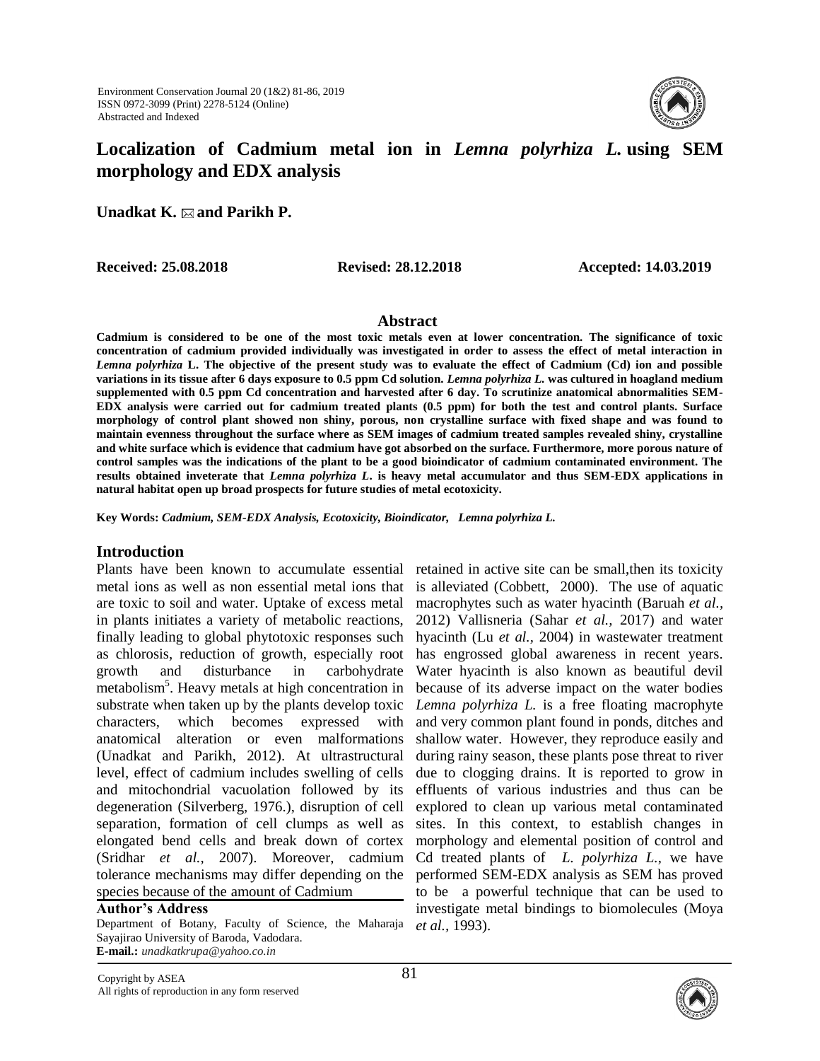Environment Conservation Journal 20 (1&2) 81-86, 2019
ISSN 0972-3099 (Print) 2278-5124 (Online)
Abstracted and Indexed

# Localization of Cadmium metal ion in *Lemna polyrhiza L.* using SEM morphology and EDX analysis

**Unadkat K. ✉ and Parikh P.**

**Received: 25.08.2018 Revised: 28.12.2018 Accepted: 14.03.2019**

## Abstract

**Cadmium is considered to be one of the most toxic metals even at lower concentration. The significance of toxic concentration of cadmium provided individually was investigated in order to assess the effect of metal interaction in *Lemna polyrhiza* L. The objective of the present study was to evaluate the effect of Cadmium (Cd) ion and possible variations in its tissue after 6 days exposure to 0.5 ppm Cd solution. *Lemna polyrhiza L.* was cultured in hoagland medium supplemented with 0.5 ppm Cd concentration and harvested after 6 day. To scrutinize anatomical abnormalities SEM-EDX analysis were carried out for cadmium treated plants (0.5 ppm) for both the test and control plants. Surface morphology of control plant showed non shiny, porous, non crystalline surface with fixed shape and was found to maintain evenness throughout the surface where as SEM images of cadmium treated samples revealed shiny, crystalline and white surface which is evidence that cadmium have got absorbed on the surface. Furthermore, more porous nature of control samples was the indications of the plant to be a good bioindicator of cadmium contaminated environment. The results obtained inveterate that *Lemna polyrhiza L.* is heavy metal accumulator and thus SEM-EDX applications in natural habitat open up broad prospects for future studies of metal ecotoxicity.**

**Key Words:** ***Cadmium, SEM-EDX Analysis, Ecotoxicity, Bioindicator, Lemna polyrhiza L.***

## Introduction

Plants have been known to accumulate essential metal ions as well as non essential metal ions that are toxic to soil and water. Uptake of excess metal in plants initiates a variety of metabolic reactions, finally leading to global phytotoxic responses such as chlorosis, reduction of growth, especially root growth and disturbance in carbohydrate metabolism[5]. Heavy metals at high concentration in substrate when taken up by the plants develop toxic characters, which becomes expressed with anatomical alteration or even malformations (Unadkat and Parikh, 2012). At ultrastructural level, effect of cadmium includes swelling of cells and mitochondrial vacuolation followed by its degeneration (Silverberg, 1976.), disruption of cell separation, formation of cell clumps as well as elongated bend cells and break down of cortex (Sridhar *et al.,* 2007). Moreover, cadmium tolerance mechanisms may differ depending on the species because of the amount of Cadmium retained in active site can be small,then its toxicity is alleviated (Cobbett, 2000). The use of aquatic macrophytes such as water hyacinth (Baruah *et al.,* 2012) Vallisneria (Sahar *et al.,* 2017) and water hyacinth (Lu *et al.,* 2004) in wastewater treatment has engrossed global awareness in recent years. Water hyacinth is also known as beautiful devil because of its adverse impact on the water bodies *Lemna polyrhiza L.* is a free floating macrophyte and very common plant found in ponds, ditches and shallow water. However, they reproduce easily and during rainy season, these plants pose threat to river due to clogging drains. It is reported to grow in effluents of various industries and thus can be explored to clean up various metal contaminated sites. In this context, to establish changes in morphology and elemental position of control and Cd treated plants of *L. polyrhiza L.*, we have performed SEM-EDX analysis as SEM has proved to be a powerful technique that can be used to investigate metal bindings to biomolecules (Moya *et al.,* 1993).

**Author's Address**
Department of Botany, Faculty of Science, the Maharaja Sayajirao University of Baroda, Vadodara.
**E-mail.:** *unadkatkrupa@yahoo.co.in*

Copyright by ASEA
All rights of reproduction in any form reserved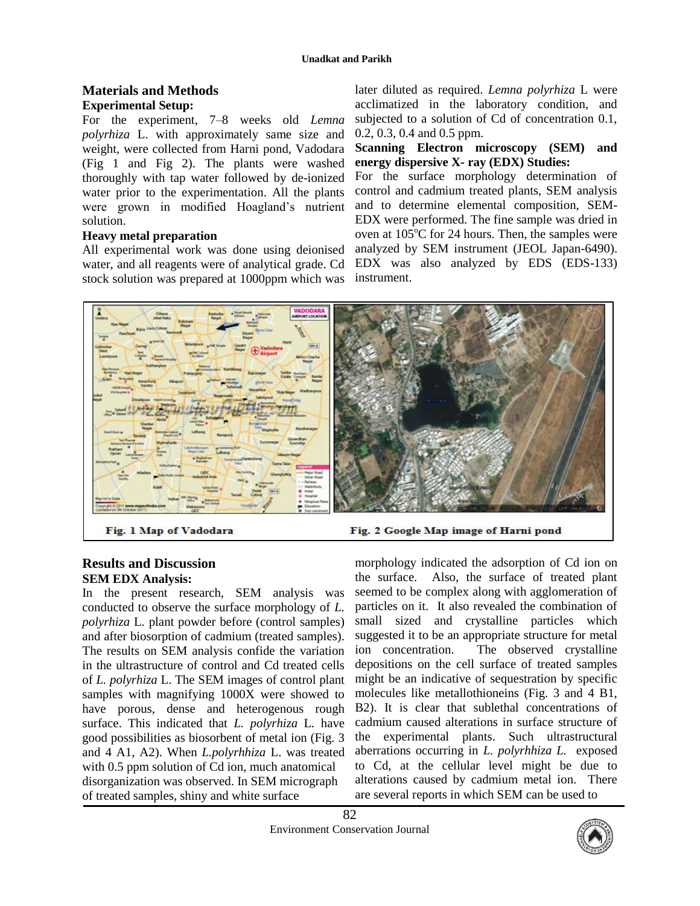## Materials and Methods

### Experimental Setup:

For the experiment, 7–8 weeks old *Lemna polyrhiza* L. with approximately same size and weight, were collected from Harni pond, Vadodara (Fig 1 and Fig 2). The plants were washed thoroughly with tap water followed by de-ionized water prior to the experimentation. All the plants were grown in modified Hoagland's nutrient solution.

### Heavy metal preparation

All experimental work was done using deionised water, and all reagents were of analytical grade. Cd stock solution was prepared at 1000ppm which was later diluted as required. *Lemna polyrhiza* L were acclimatized in the laboratory condition, and subjected to a solution of Cd of concentration 0.1, 0.2, 0.3, 0.4 and 0.5 ppm.

### Scanning Electron microscopy (SEM) and energy dispersive X- ray (EDX) Studies:

For the surface morphology determination of control and cadmium treated plants, SEM analysis and to determine elemental composition, SEM-EDX were performed. The fine sample was dried in oven at 105$^{o}$C for 24 hours. Then, the samples were analyzed by SEM instrument (JEOL Japan-6490). EDX was also analyzed by EDS (EDS-133) instrument.

Fig. 1 Map of Vadodara

Fig. 2 Google Map image of Harni pond

## Results and Discussion

### SEM EDX Analysis:

In the present research, SEM analysis was conducted to observe the surface morphology of *L. polyrhiza* L. plant powder before (control samples) and after biosorption of cadmium (treated samples). The results on SEM analysis confide the variation in the ultrastructure of control and Cd treated cells of *L. polyrhiza* L. The SEM images of control plant samples with magnifying 1000X were showed to have porous, dense and heterogenous rough surface. This indicated that *L. polyrhiza* L. have good possibilities as biosorbent of metal ion (Fig. 3 and 4 A1, A2). When *L.polyrhhiza* L. was treated with 0.5 ppm solution of Cd ion, much anatomical disorganization was observed. In SEM micrograph of treated samples, shiny and white surface morphology indicated the adsorption of Cd ion on the surface. Also, the surface of treated plant seemed to be complex along with agglomeration of particles on it. It also revealed the combination of small sized and crystalline particles which suggested it to be an appropriate structure for metal ion concentration. The observed crystalline depositions on the cell surface of treated samples might be an indicative of sequestration by specific molecules like metallothioneins (Fig. 3 and 4 B1, B2). It is clear that sublethal concentrations of cadmium caused alterations in surface structure of the experimental plants. Such ultrastructural aberrations occurring in *L. polyrhhiza L.* exposed to Cd, at the cellular level might be due to alterations caused by cadmium metal ion. There are several reports in which SEM can be used to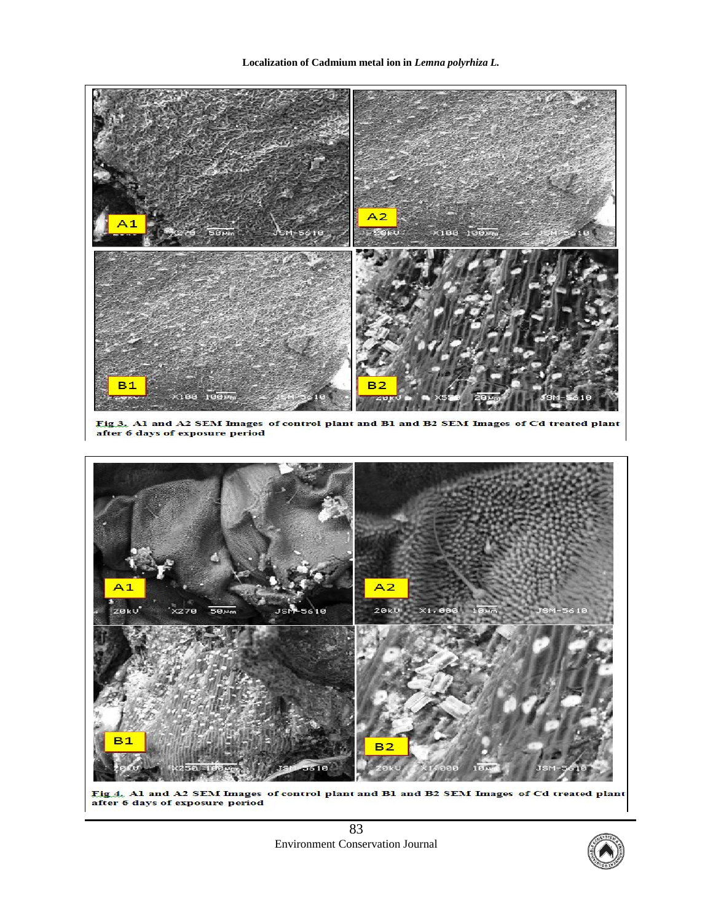Fig.3. A1 and A2 SEM Images of control plant and B1 and B2 SEM Images of Cd treated plant after 6 days of exposure period

Fig.4. A1 and A2 SEM Images of control plant and B1 and B2 SEM Images of Cd treated plant after 6 days of exposure period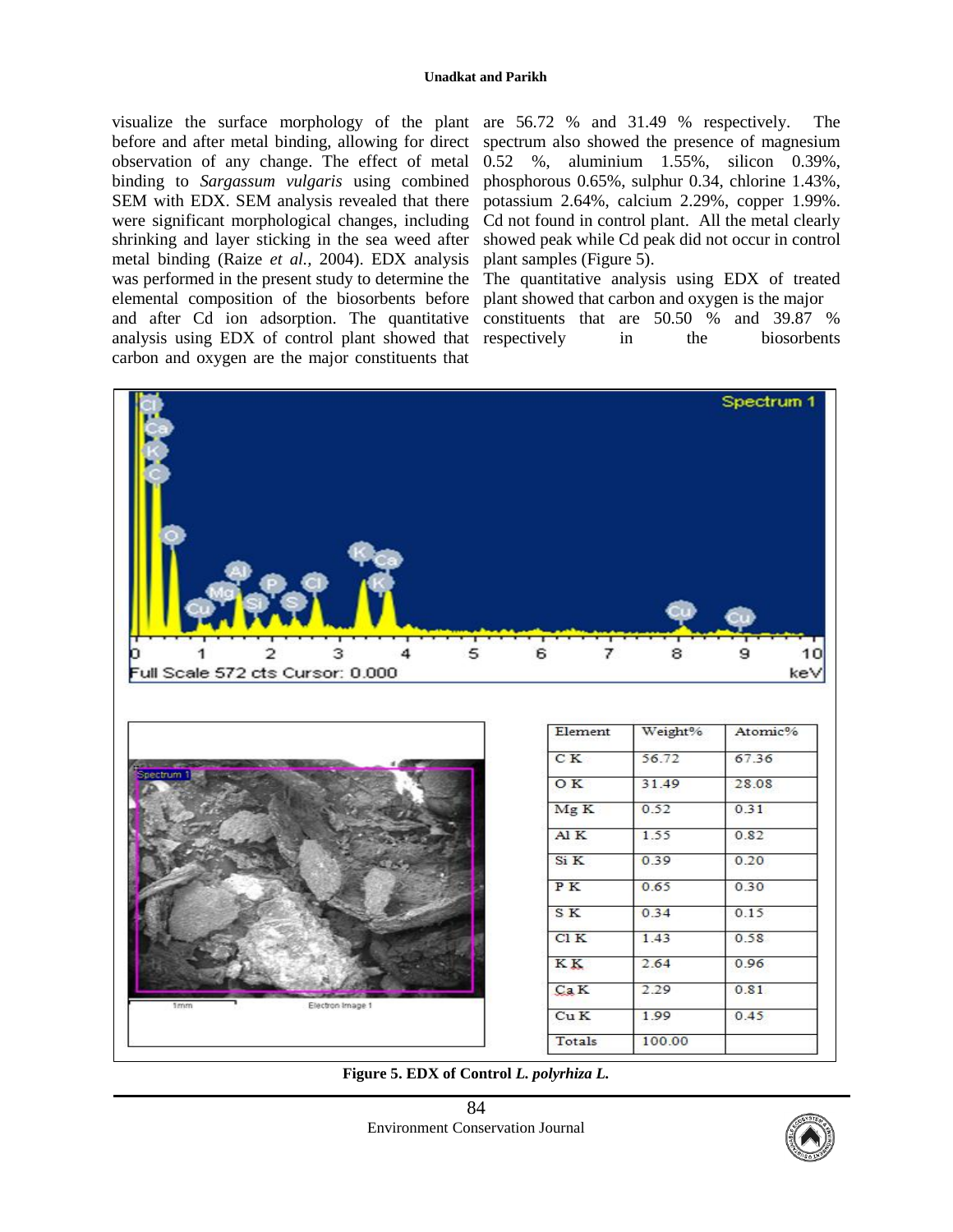visualize the surface morphology of the plant before and after metal binding, allowing for direct observation of any change. The effect of metal binding to *Sargassum vulgaris* using combined SEM with EDX. SEM analysis revealed that there were significant morphological changes, including shrinking and layer sticking in the sea weed after metal binding (Raize *et al.,* 2004). EDX analysis was performed in the present study to determine the elemental composition of the biosorbents before and after Cd ion adsorption. The quantitative analysis using EDX of control plant showed that carbon and oxygen are the major constituents that are 56.72 % and 31.49 % respectively. The spectrum also showed the presence of magnesium 0.52 %, aluminium 1.55%, silicon 0.39%, phosphorous 0.65%, sulphur 0.34, chlorine 1.43%, potassium 2.64%, calcium 2.29%, copper 1.99%. Cd not found in control plant. All the metal clearly showed peak while Cd peak did not occur in control plant samples (Figure 5).

The quantitative analysis using EDX of treated plant showed that carbon and oxygen is the major constituents that are 50.50 % and 39.87 % respectively in the biosorbents

| Element | Weight% | Atomic% |
|---|---|---|
| C K | 56.72 | 67.36 |
| O K | 31.49 | 28.08 |
| Mg K | 0.52 | 0.31 |
| Al K | 1.55 | 0.82 |
| Si K | 0.39 | 0.20 |
| P K | 0.65 | 0.30 |
| S K | 0.34 | 0.15 |
| Cl K | 1.43 | 0.58 |
| K K | 2.64 | 0.96 |
| Ca K | 2.29 | 0.81 |
| Cu K | 1.99 | 0.45 |
| Totals | 100.00 | |

**Figure 5. EDX of Control *L. polyrhiza L.***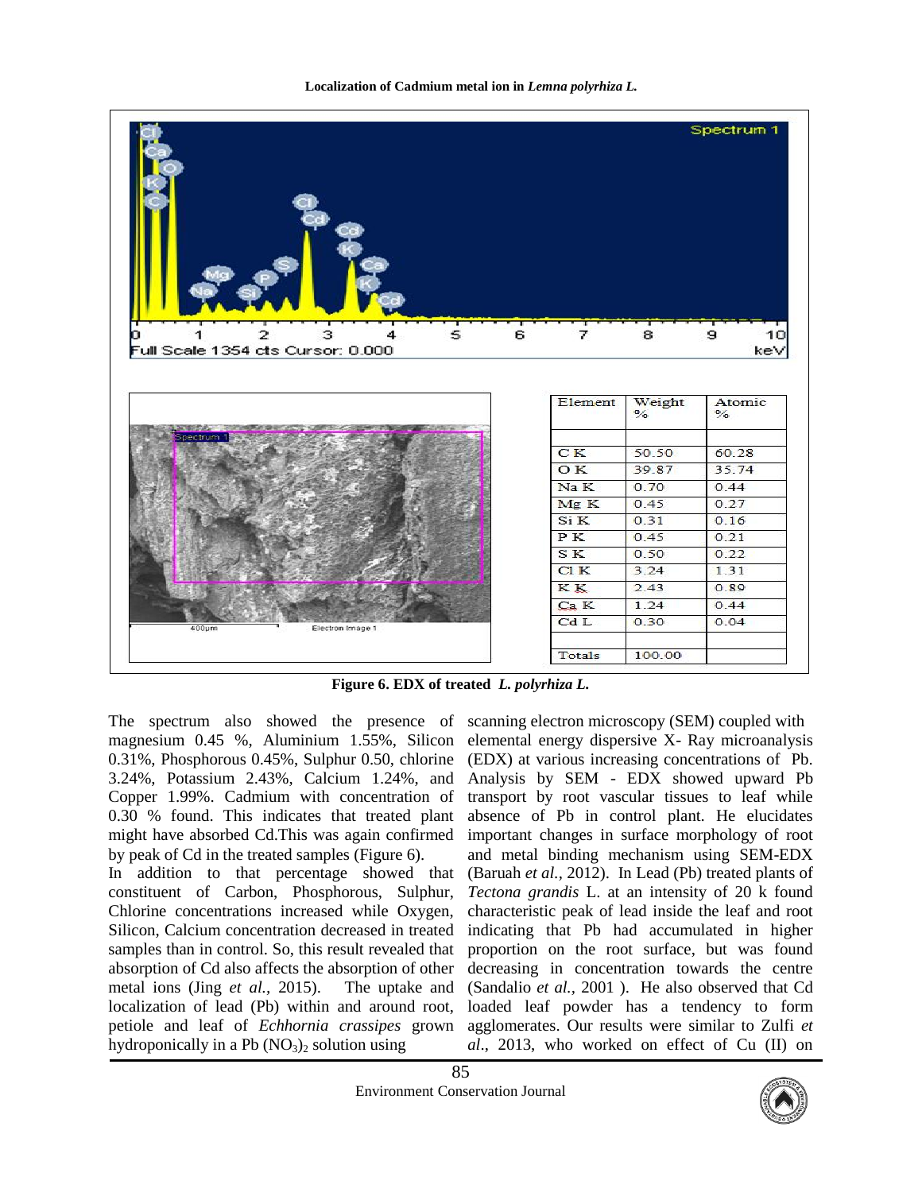Figure 6 consists of an EDX spectrum (Spectrum 1, full scale 1354 cts, 0–10 keV) with peaks labelled Cl, Ca, O, K, C, Na, Mg, Si, P, S, Cl, Cd, Cd, K, Ca, K, Cd. It also includes an SEM image (Electron Image 1, scale bar 400µm) and the following element table:

| Element | Weight % | Atomic % |
|---|---|---|
| C K | 50.50 | 60.28 |
| O K | 39.87 | 35.74 |
| Na K | 0.70 | 0.44 |
| Mg K | 0.45 | 0.27 |
| Si K | 0.31 | 0.16 |
| P K | 0.45 | 0.21 |
| S K | 0.50 | 0.22 |
| Cl K | 3.24 | 1.31 |
| K K | 2.43 | 0.89 |
| Ca K | 1.24 | 0.44 |
| Cd L | 0.30 | 0.04 |
| Totals | 100.00 | |

**Figure 6. EDX of treated *L. polyrhiza L.***

The spectrum also showed the presence of magnesium 0.45 %, Aluminium 1.55%, Silicon 0.31%, Phosphorous 0.45%, Sulphur 0.50, chlorine 3.24%, Potassium 2.43%, Calcium 1.24%, and Copper 1.99%. Cadmium with concentration of 0.30 % found. This indicates that treated plant might have absorbed Cd.This was again confirmed by peak of Cd in the treated samples (Figure 6).

In addition to that percentage showed that constituent of Carbon, Phosphorous, Sulphur, Chlorine concentrations increased while Oxygen, Silicon, Calcium concentration decreased in treated samples than in control. So, this result revealed that absorption of Cd also affects the absorption of other metal ions (Jing *et al.*, 2015). The uptake and localization of lead (Pb) within and around root, petiole and leaf of *Echhornia crassipes* grown hydroponically in a Pb $(NO_3)_2$ solution using scanning electron microscopy (SEM) coupled with elemental energy dispersive X- Ray microanalysis (EDX) at various increasing concentrations of Pb. Analysis by SEM - EDX showed upward Pb transport by root vascular tissues to leaf while absence of Pb in control plant. He elucidates important changes in surface morphology of root and metal binding mechanism using SEM-EDX (Baruah *et al.*, 2012). In Lead (Pb) treated plants of *Tectona grandis* L. at an intensity of 20 k found characteristic peak of lead inside the leaf and root indicating that Pb had accumulated in higher proportion on the root surface, but was found decreasing in concentration towards the centre (Sandalio *et al.*, 2001 ). He also observed that Cd loaded leaf powder has a tendency to form agglomerates. Our results were similar to Zulfi *et al.*, 2013, who worked on effect of Cu (II) on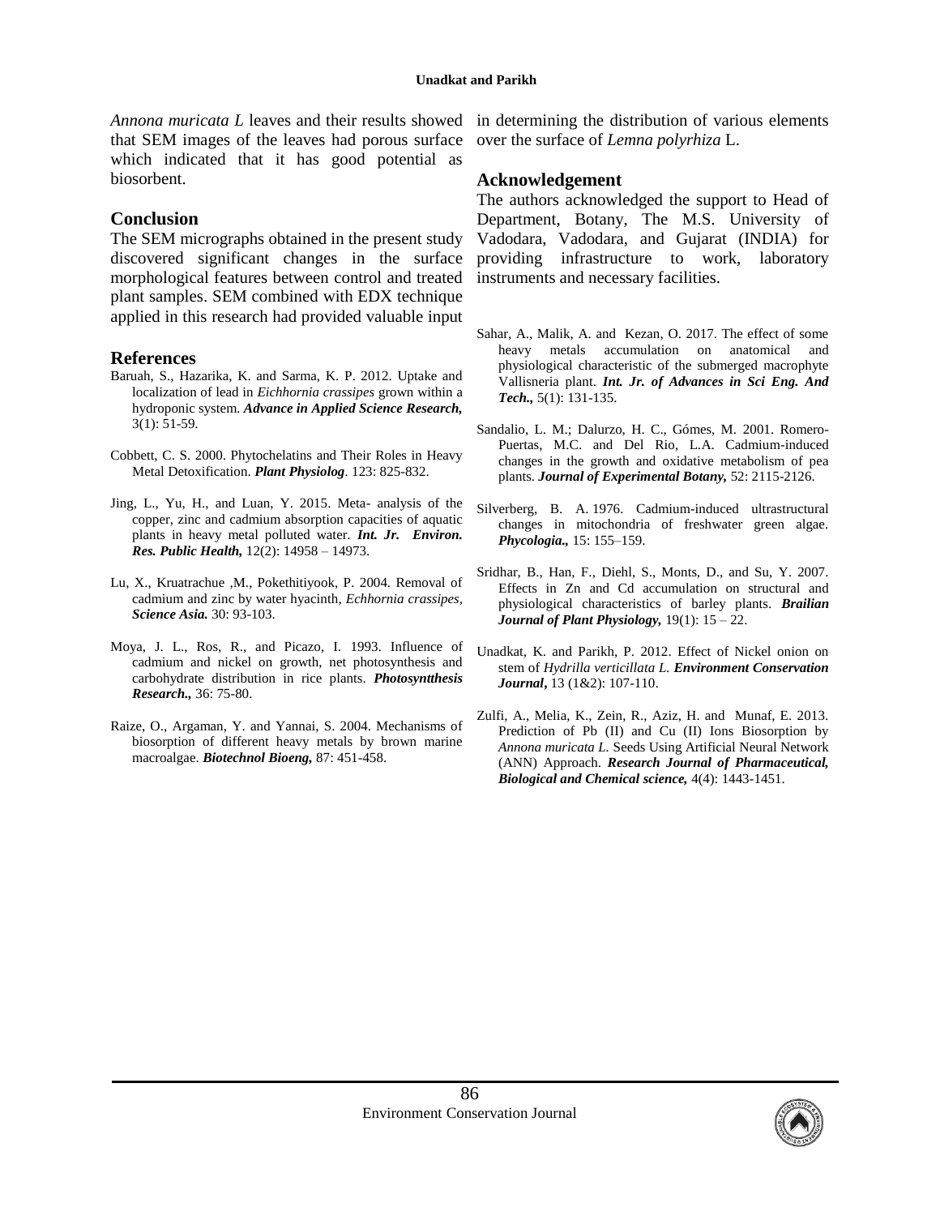*Annona muricata L* leaves and their results showed that SEM images of the leaves had porous surface which indicated that it has good potential as biosorbent.

## Conclusion

The SEM micrographs obtained in the present study discovered significant changes in the surface morphological features between control and treated plant samples. SEM combined with EDX technique applied in this research had provided valuable input in determining the distribution of various elements over the surface of *Lemna polyrhiza* L.

## Acknowledgement

The authors acknowledged the support to Head of Department, Botany, The M.S. University of Vadodara, Vadodara, and Gujarat (INDIA) for providing infrastructure to work, laboratory instruments and necessary facilities.

## References

Baruah, S., Hazarika, K. and Sarma, K. P. 2012. Uptake and localization of lead in *Eichhornia crassipes* grown within a hydroponic system. ***Advance in Applied Science Research,*** 3(1): 51-59.

Cobbett, C. S. 2000. Phytochelatins and Their Roles in Heavy Metal Detoxification. ***Plant Physiolog***. 123: 825-832.

Jing, L., Yu, H., and Luan, Y. 2015. Meta- analysis of the copper, zinc and cadmium absorption capacities of aquatic plants in heavy metal polluted water. ***Int. Jr. Environ. Res. Public Health,*** 12(2): 14958 – 14973.

Lu, X., Kruatrachue ,M., Pokethitiyook, P. 2004. Removal of cadmium and zinc by water hyacinth, *Echhornia crassipes, **Science Asia.*** 30: 93-103.

Moya, J. L., Ros, R., and Picazo, I. 1993. Influence of cadmium and nickel on growth, net photosynthesis and carbohydrate distribution in rice plants. ***Photosyntthesis Research.,*** 36: 75-80.

Raize, O., Argaman, Y. and Yannai, S. 2004. Mechanisms of biosorption of different heavy metals by brown marine macroalgae. ***Biotechnol Bioeng,*** 87: 451-458.

Sahar, A., Malik, A. and Kezan, O. 2017. The effect of some heavy metals accumulation on anatomical and physiological characteristic of the submerged macrophyte Vallisneria plant. ***Int. Jr. of Advances in Sci Eng. And Tech.,*** 5(1): 131-135.

Sandalio, L. M.; Dalurzo, H. C., Gómes, M. 2001. Romero-Puertas, M.C. and Del Rio, L.A. Cadmium-induced changes in the growth and oxidative metabolism of pea plants. ***Journal of Experimental Botany,*** 52: 2115-2126.

Silverberg, B. A. 1976. Cadmium-induced ultrastructural changes in mitochondria of freshwater green algae. ***Phycologia.,*** 15: 155–159.

Sridhar, B., Han, F., Diehl, S., Monts, D., and Su, Y. 2007. Effects in Zn and Cd accumulation on structural and physiological characteristics of barley plants. ***Brailian Journal of Plant Physiology,*** 19(1): 15 – 22.

Unadkat, K. and Parikh, P. 2012. Effect of Nickel onion on stem of *Hydrilla verticillata L.* ***Environment Conservation Journal*****,** 13 (1&2): 107-110.

Zulfi, A., Melia, K., Zein, R., Aziz, H. and Munaf, E. 2013. Prediction of Pb (II) and Cu (II) Ions Biosorption by *Annona muricata L.* Seeds Using Artificial Neural Network (ANN) Approach. ***Research Journal of Pharmaceutical, Biological and Chemical science,*** 4(4): 1443-1451.